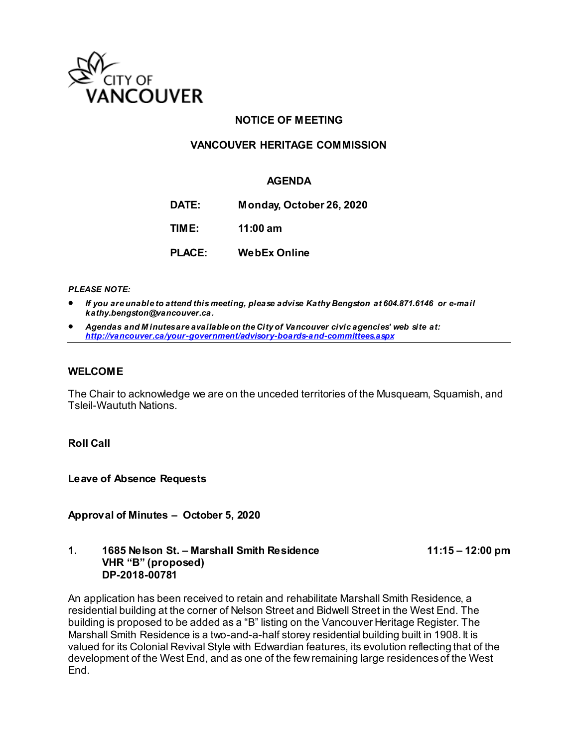CITY OF VANCOUVER

# NOTICE OF MEETING

## VANCOUVER HERITAGE COMMISSION

### AGENDA

**DATE:** Monday, October 26, 2020

**TIME:** 11:00 am

**PLACE:** WebEx Online

***PLEASE NOTE:***

- ***If you are unable to attend this meeting, please advise Kathy Bengston at 604.871.6146 or e-mail kathy.bengston@vancouver.ca.***
- ***Agendas and Minutes are available on the City of Vancouver civic agencies' web site at: http://vancouver.ca/your-government/advisory-boards-and-committees.aspx***

---

**WELCOME**

The Chair to acknowledge we are on the unceded territories of the Musqueam, Squamish, and Tsleil-Waututh Nations.

**Roll Call**

**Leave of Absence Requests**

**Approval of Minutes – October 5, 2020**

**1. 1685 Nelson St. – Marshall Smith Residence** **11:15 – 12:00 pm**
**VHR "B" (proposed)**
**DP-2018-00781**

An application has been received to retain and rehabilitate Marshall Smith Residence, a residential building at the corner of Nelson Street and Bidwell Street in the West End. The building is proposed to be added as a "B" listing on the Vancouver Heritage Register. The Marshall Smith Residence is a two-and-a-half storey residential building built in 1908. It is valued for its Colonial Revival Style with Edwardian features, its evolution reflecting that of the development of the West End, and as one of the few remaining large residences of the West End.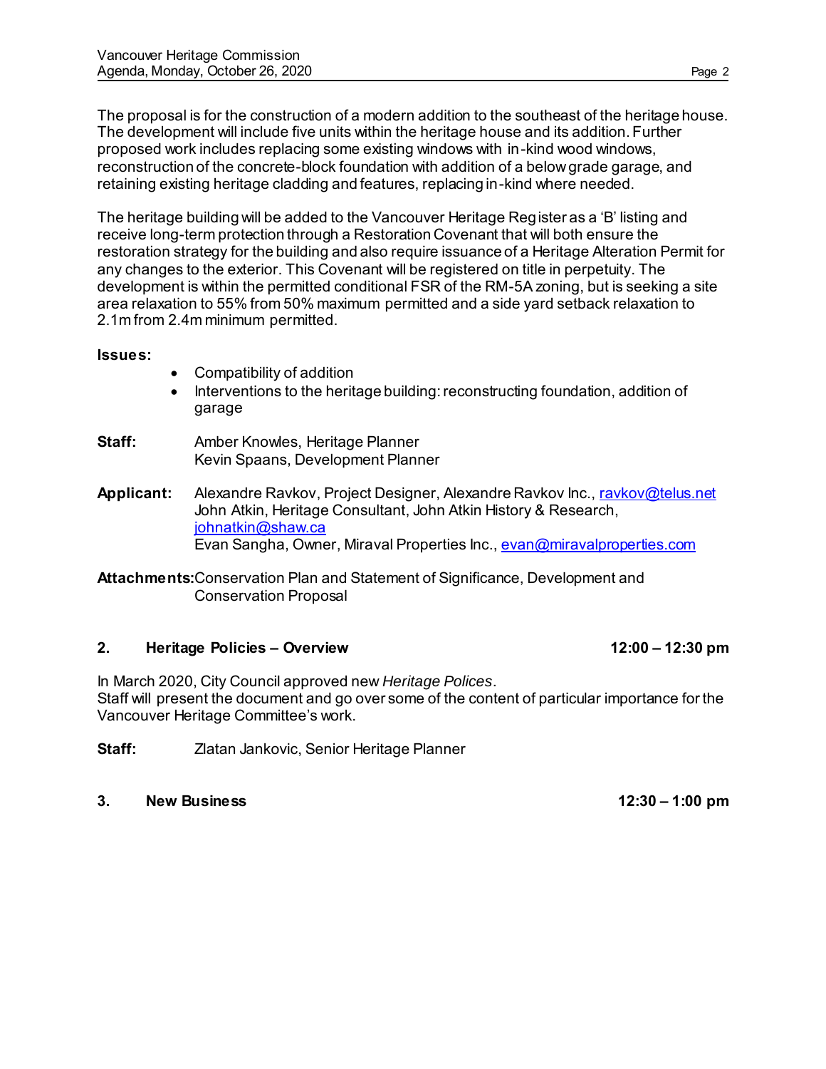The proposal is for the construction of a modern addition to the southeast of the heritage house. The development will include five units within the heritage house and its addition. Further proposed work includes replacing some existing windows with in-kind wood windows, reconstruction of the concrete-block foundation with addition of a below grade garage, and retaining existing heritage cladding and features, replacing in-kind where needed.

The heritage building will be added to the Vancouver Heritage Register as a 'B' listing and receive long-term protection through a Restoration Covenant that will both ensure the restoration strategy for the building and also require issuance of a Heritage Alteration Permit for any changes to the exterior. This Covenant will be registered on title in perpetuity. The development is within the permitted conditional FSR of the RM-5A zoning, but is seeking a site area relaxation to 55% from 50% maximum permitted and a side yard setback relaxation to 2.1m from 2.4m minimum permitted.

**Issues:**

- Compatibility of addition
- Interventions to the heritage building: reconstructing foundation, addition of garage

**Staff:** Amber Knowles, Heritage Planner
Kevin Spaans, Development Planner

**Applicant:** Alexandre Ravkov, Project Designer, Alexandre Ravkov Inc., ravkov@telus.net
John Atkin, Heritage Consultant, John Atkin History & Research, johnatkin@shaw.ca
Evan Sangha, Owner, Miraval Properties Inc., evan@miravalproperties.com

**Attachments:** Conservation Plan and Statement of Significance, Development and Conservation Proposal

## 2. Heritage Policies – Overview — 12:00 – 12:30 pm

In March 2020, City Council approved new *Heritage Polices*.
Staff will present the document and go over some of the content of particular importance for the Vancouver Heritage Committee's work.

**Staff:** Zlatan Jankovic, Senior Heritage Planner

## 3. New Business — 12:30 – 1:00 pm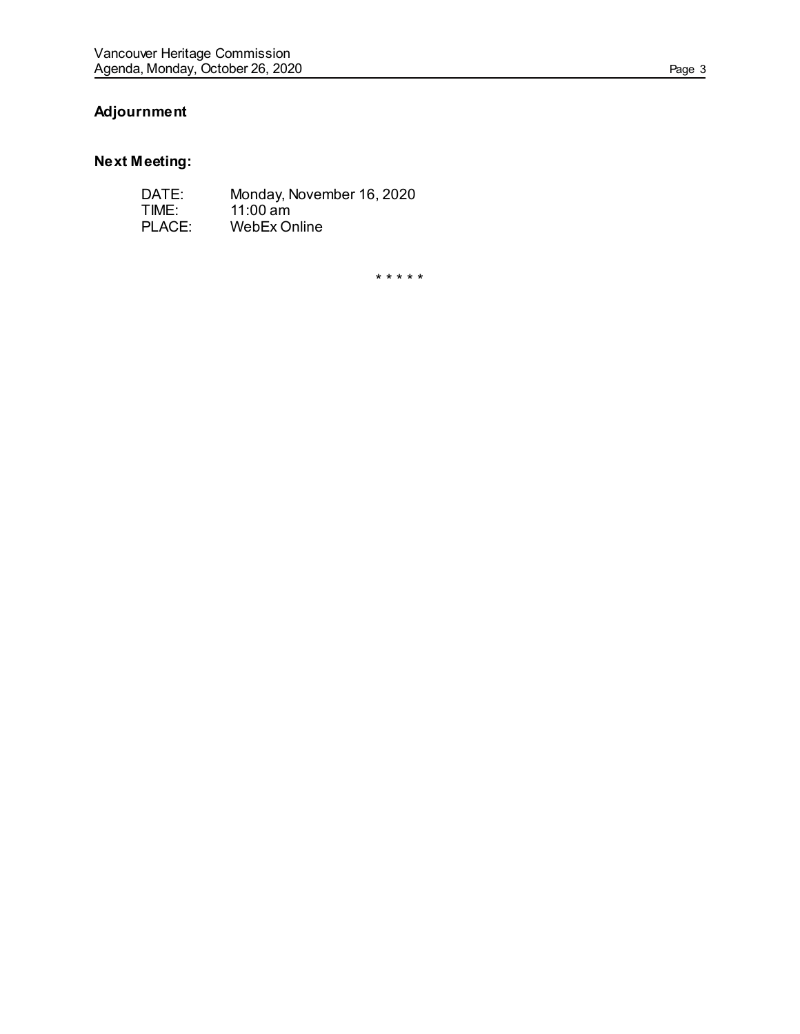**Adjournment**

**Next Meeting:**

| | |
|---|---|
| DATE: | Monday, November 16, 2020 |
| TIME: | 11:00 am |
| PLACE: | WebEx Online |

\* \* \* \* \*